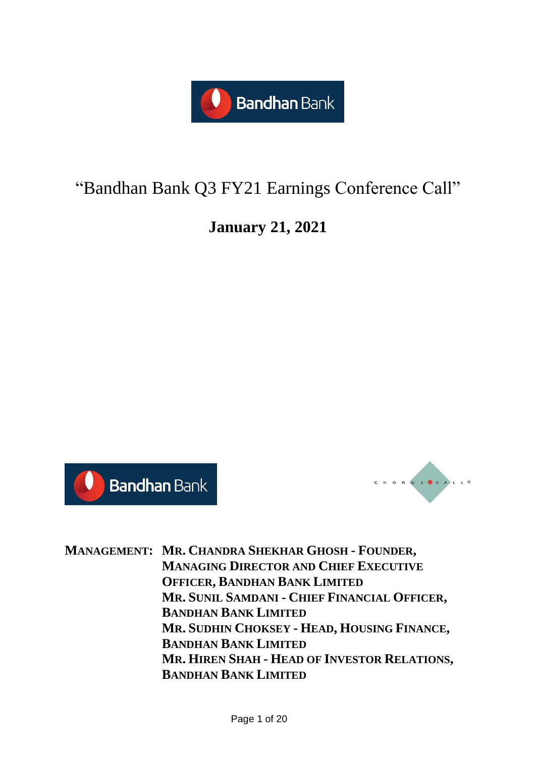# "Bandhan Bank Q3 FY21 Earnings Conference Call"

## January 21, 2021

**MANAGEMENT:** **MR. CHANDRA SHEKHAR GHOSH - FOUNDER, MANAGING DIRECTOR AND CHIEF EXECUTIVE OFFICER, BANDHAN BANK LIMITED**
**MR. SUNIL SAMDANI - CHIEF FINANCIAL OFFICER, BANDHAN BANK LIMITED**
**MR. SUDHIN CHOKSEY - HEAD, HOUSING FINANCE, BANDHAN BANK LIMITED**
**MR. HIREN SHAH - HEAD OF INVESTOR RELATIONS, BANDHAN BANK LIMITED**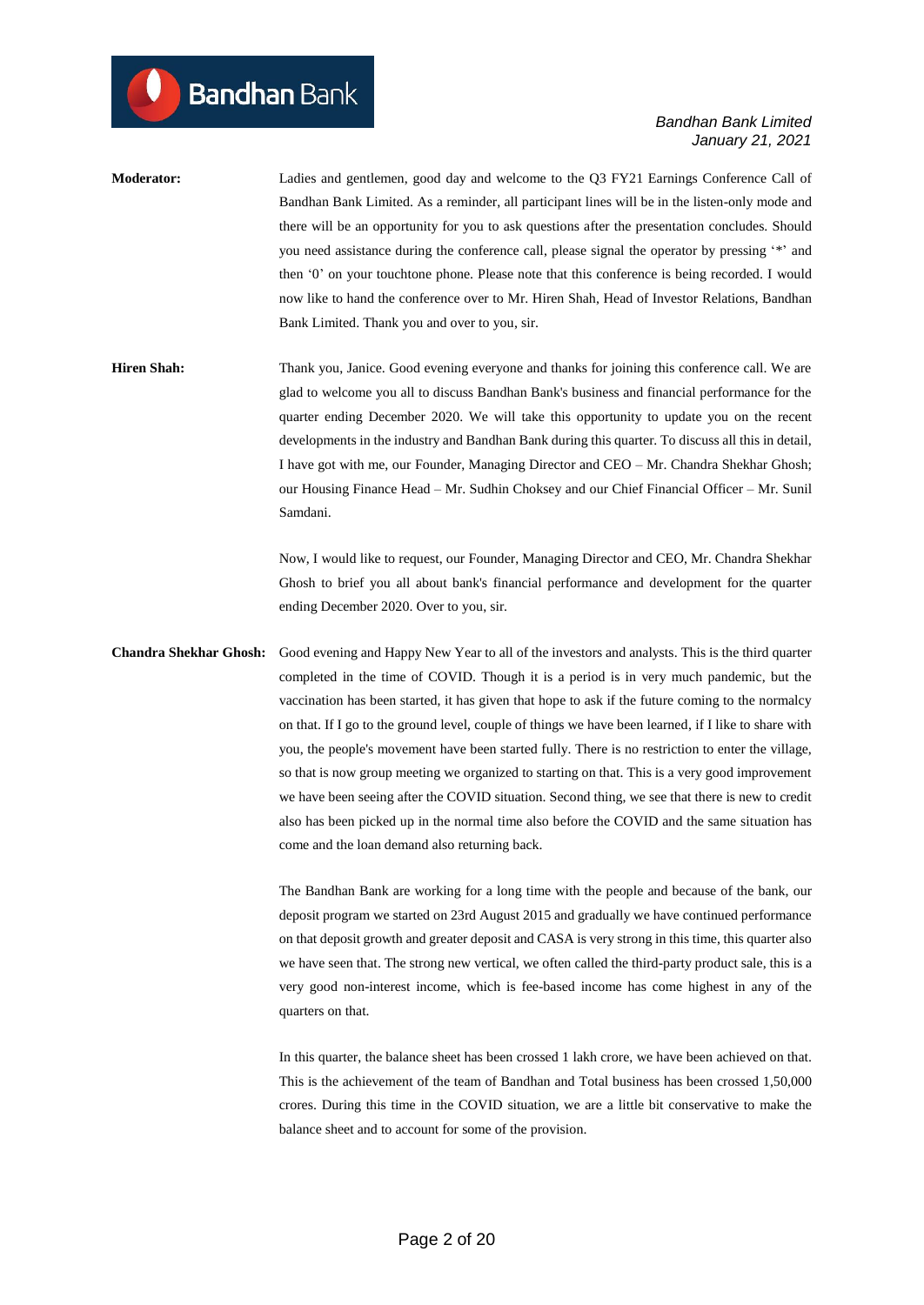**Moderator:** Ladies and gentlemen, good day and welcome to the Q3 FY21 Earnings Conference Call of Bandhan Bank Limited. As a reminder, all participant lines will be in the listen-only mode and there will be an opportunity for you to ask questions after the presentation concludes. Should you need assistance during the conference call, please signal the operator by pressing '*' and then '0' on your touchtone phone. Please note that this conference is being recorded. I would now like to hand the conference over to Mr. Hiren Shah, Head of Investor Relations, Bandhan Bank Limited. Thank you and over to you, sir.

**Hiren Shah:** Thank you, Janice. Good evening everyone and thanks for joining this conference call. We are glad to welcome you all to discuss Bandhan Bank's business and financial performance for the quarter ending December 2020. We will take this opportunity to update you on the recent developments in the industry and Bandhan Bank during this quarter. To discuss all this in detail, I have got with me, our Founder, Managing Director and CEO – Mr. Chandra Shekhar Ghosh; our Housing Finance Head – Mr. Sudhin Choksey and our Chief Financial Officer – Mr. Sunil Samdani.

Now, I would like to request, our Founder, Managing Director and CEO, Mr. Chandra Shekhar Ghosh to brief you all about bank's financial performance and development for the quarter ending December 2020. Over to you, sir.

**Chandra Shekhar Ghosh:** Good evening and Happy New Year to all of the investors and analysts. This is the third quarter completed in the time of COVID. Though it is a period is in very much pandemic, but the vaccination has been started, it has given that hope to ask if the future coming to the normalcy on that. If I go to the ground level, couple of things we have been learned, if I like to share with you, the people's movement have been started fully. There is no restriction to enter the village, so that is now group meeting we organized to starting on that. This is a very good improvement we have been seeing after the COVID situation. Second thing, we see that there is new to credit also has been picked up in the normal time also before the COVID and the same situation has come and the loan demand also returning back.

The Bandhan Bank are working for a long time with the people and because of the bank, our deposit program we started on 23rd August 2015 and gradually we have continued performance on that deposit growth and greater deposit and CASA is very strong in this time, this quarter also we have seen that. The strong new vertical, we often called the third-party product sale, this is a very good non-interest income, which is fee-based income has come highest in any of the quarters on that.

In this quarter, the balance sheet has been crossed 1 lakh crore, we have been achieved on that. This is the achievement of the team of Bandhan and Total business has been crossed 1,50,000 crores. During this time in the COVID situation, we are a little bit conservative to make the balance sheet and to account for some of the provision.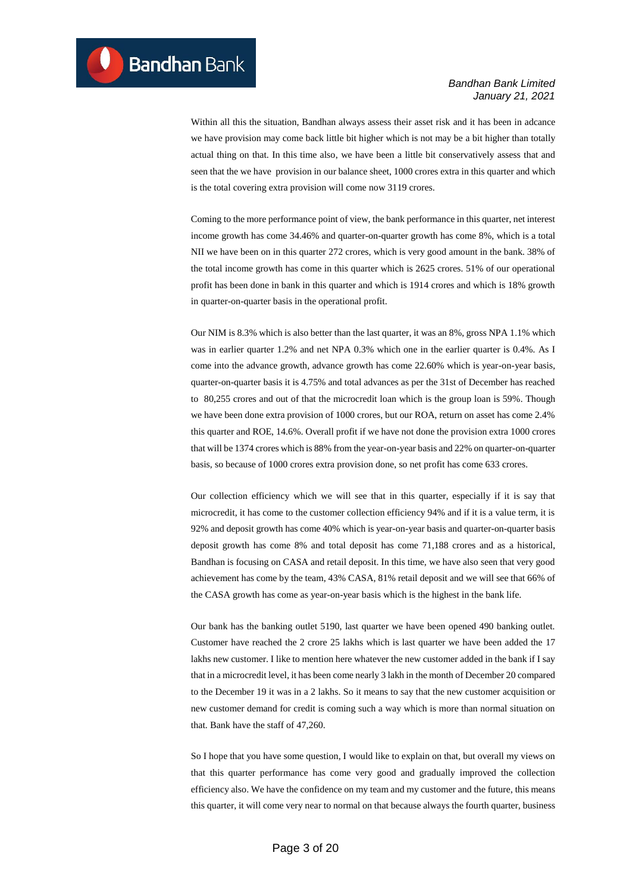Within all this the situation, Bandhan always assess their asset risk and it has been in adcance we have provision may come back little bit higher which is not may be a bit higher than totally actual thing on that. In this time also, we have been a little bit conservatively assess that and seen that the we have provision in our balance sheet, 1000 crores extra in this quarter and which is the total covering extra provision will come now 3119 crores.

Coming to the more performance point of view, the bank performance in this quarter, net interest income growth has come 34.46% and quarter-on-quarter growth has come 8%, which is a total NII we have been on in this quarter 272 crores, which is very good amount in the bank. 38% of the total income growth has come in this quarter which is 2625 crores. 51% of our operational profit has been done in bank in this quarter and which is 1914 crores and which is 18% growth in quarter-on-quarter basis in the operational profit.

Our NIM is 8.3% which is also better than the last quarter, it was an 8%, gross NPA 1.1% which was in earlier quarter 1.2% and net NPA 0.3% which one in the earlier quarter is 0.4%. As I come into the advance growth, advance growth has come 22.60% which is year-on-year basis, quarter-on-quarter basis it is 4.75% and total advances as per the 31st of December has reached to 80,255 crores and out of that the microcredit loan which is the group loan is 59%. Though we have been done extra provision of 1000 crores, but our ROA, return on asset has come 2.4% this quarter and ROE, 14.6%. Overall profit if we have not done the provision extra 1000 crores that will be 1374 crores which is 88% from the year-on-year basis and 22% on quarter-on-quarter basis, so because of 1000 crores extra provision done, so net profit has come 633 crores.

Our collection efficiency which we will see that in this quarter, especially if it is say that microcredit, it has come to the customer collection efficiency 94% and if it is a value term, it is 92% and deposit growth has come 40% which is year-on-year basis and quarter-on-quarter basis deposit growth has come 8% and total deposit has come 71,188 crores and as a historical, Bandhan is focusing on CASA and retail deposit. In this time, we have also seen that very good achievement has come by the team, 43% CASA, 81% retail deposit and we will see that 66% of the CASA growth has come as year-on-year basis which is the highest in the bank life.

Our bank has the banking outlet 5190, last quarter we have been opened 490 banking outlet. Customer have reached the 2 crore 25 lakhs which is last quarter we have been added the 17 lakhs new customer. I like to mention here whatever the new customer added in the bank if I say that in a microcredit level, it has been come nearly 3 lakh in the month of December 20 compared to the December 19 it was in a 2 lakhs. So it means to say that the new customer acquisition or new customer demand for credit is coming such a way which is more than normal situation on that. Bank have the staff of 47,260.

So I hope that you have some question, I would like to explain on that, but overall my views on that this quarter performance has come very good and gradually improved the collection efficiency also. We have the confidence on my team and my customer and the future, this means this quarter, it will come very near to normal on that because always the fourth quarter, business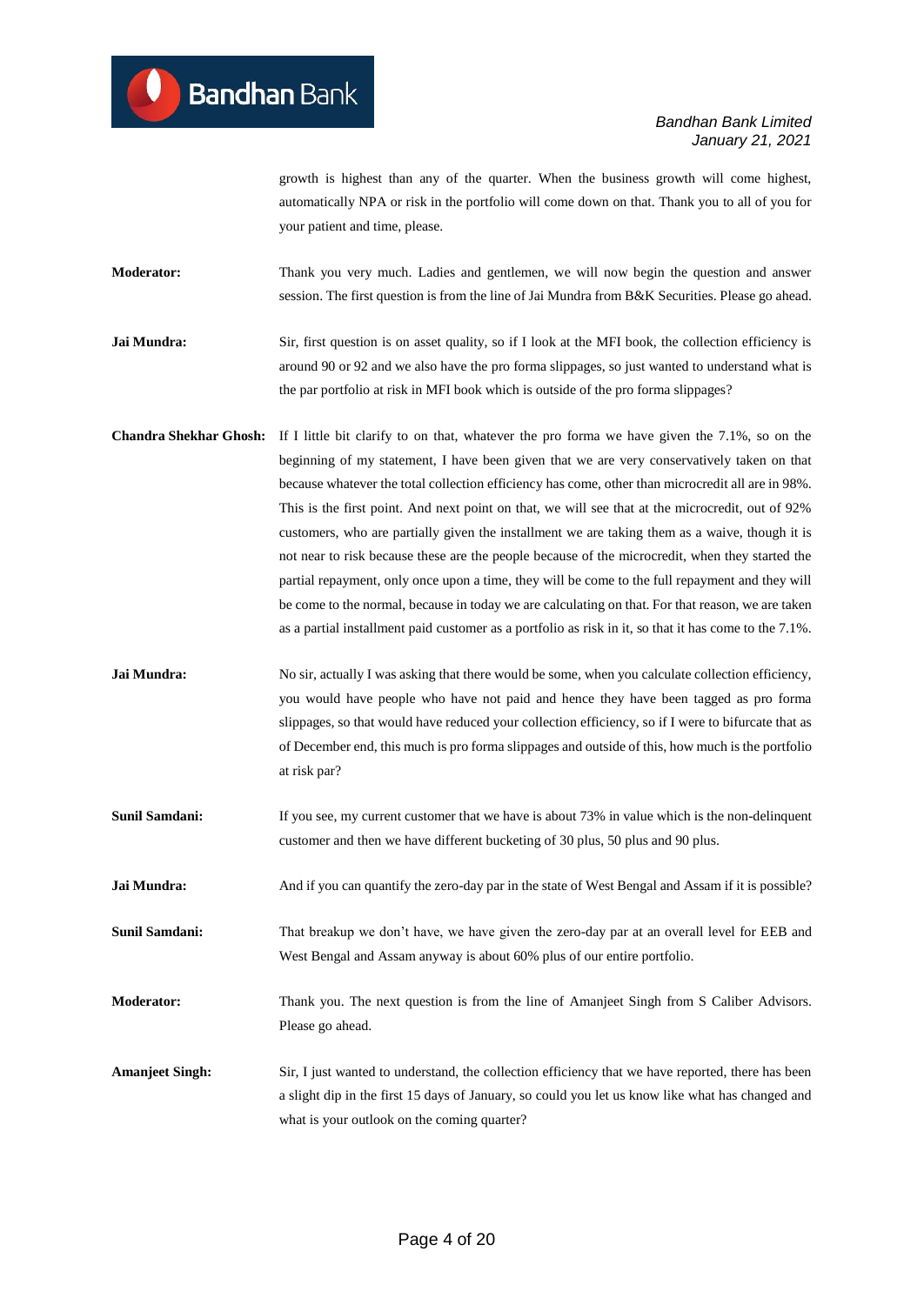growth is highest than any of the quarter. When the business growth will come highest, automatically NPA or risk in the portfolio will come down on that. Thank you to all of you for your patient and time, please.

**Moderator:** Thank you very much. Ladies and gentlemen, we will now begin the question and answer session. The first question is from the line of Jai Mundra from B&K Securities. Please go ahead.

**Jai Mundra:** Sir, first question is on asset quality, so if I look at the MFI book, the collection efficiency is around 90 or 92 and we also have the pro forma slippages, so just wanted to understand what is the par portfolio at risk in MFI book which is outside of the pro forma slippages?

**Chandra Shekhar Ghosh:** If I little bit clarify to on that, whatever the pro forma we have given the 7.1%, so on the beginning of my statement, I have been given that we are very conservatively taken on that because whatever the total collection efficiency has come, other than microcredit all are in 98%. This is the first point. And next point on that, we will see that at the microcredit, out of 92% customers, who are partially given the installment we are taking them as a waive, though it is not near to risk because these are the people because of the microcredit, when they started the partial repayment, only once upon a time, they will be come to the full repayment and they will be come to the normal, because in today we are calculating on that. For that reason, we are taken as a partial installment paid customer as a portfolio as risk in it, so that it has come to the 7.1%.

**Jai Mundra:** No sir, actually I was asking that there would be some, when you calculate collection efficiency, you would have people who have not paid and hence they have been tagged as pro forma slippages, so that would have reduced your collection efficiency, so if I were to bifurcate that as of December end, this much is pro forma slippages and outside of this, how much is the portfolio at risk par?

**Sunil Samdani:** If you see, my current customer that we have is about 73% in value which is the non-delinquent customer and then we have different bucketing of 30 plus, 50 plus and 90 plus.

**Jai Mundra:** And if you can quantify the zero-day par in the state of West Bengal and Assam if it is possible?

**Sunil Samdani:** That breakup we don't have, we have given the zero-day par at an overall level for EEB and West Bengal and Assam anyway is about 60% plus of our entire portfolio.

**Moderator:** Thank you. The next question is from the line of Amanjeet Singh from S Caliber Advisors. Please go ahead.

**Amanjeet Singh:** Sir, I just wanted to understand, the collection efficiency that we have reported, there has been a slight dip in the first 15 days of January, so could you let us know like what has changed and what is your outlook on the coming quarter?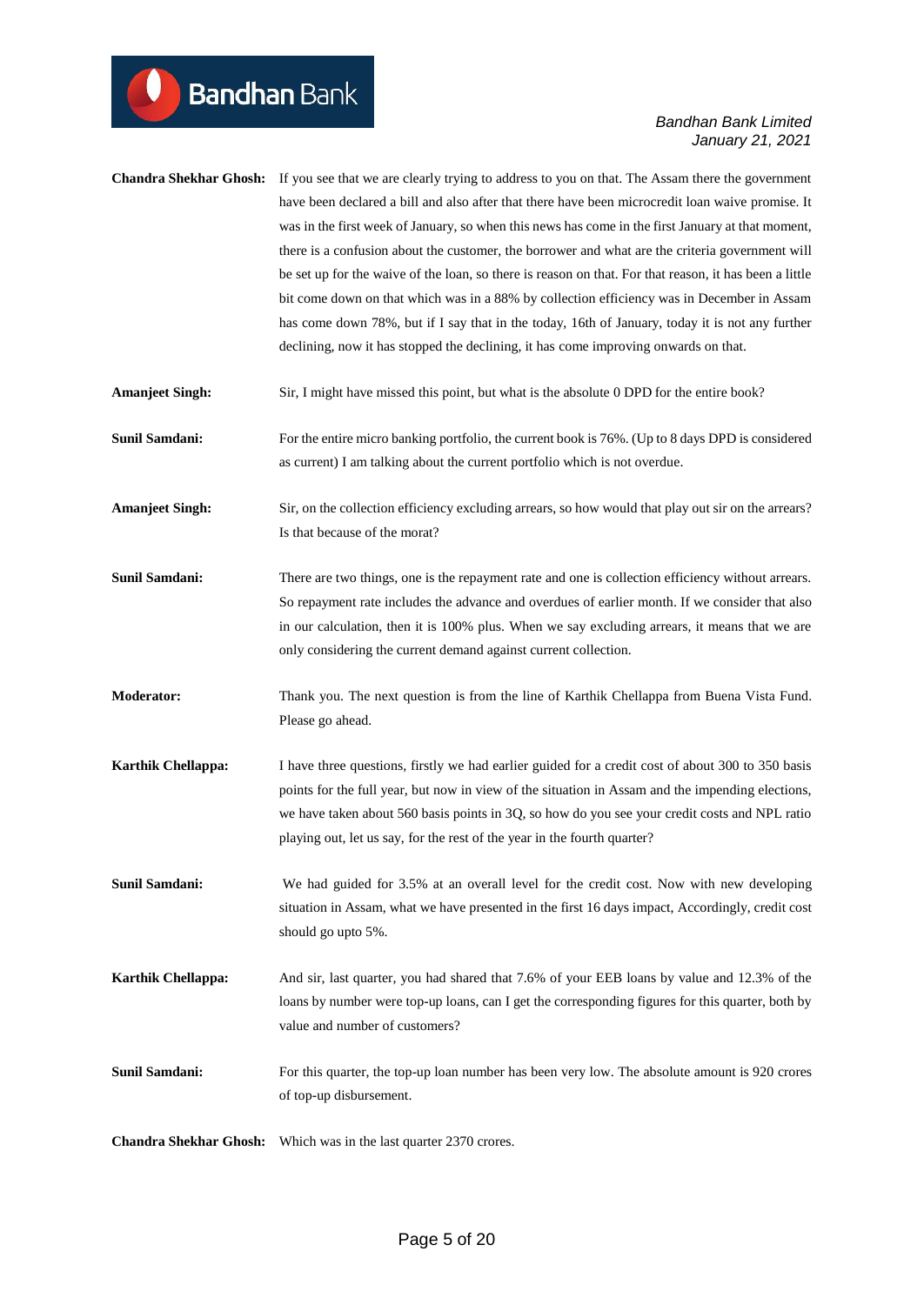**Chandra Shekhar Ghosh:** If you see that we are clearly trying to address to you on that. The Assam there the government have been declared a bill and also after that there have been microcredit loan waive promise. It was in the first week of January, so when this news has come in the first January at that moment, there is a confusion about the customer, the borrower and what are the criteria government will be set up for the waive of the loan, so there is reason on that. For that reason, it has been a little bit come down on that which was in a 88% by collection efficiency was in December in Assam has come down 78%, but if I say that in the today, 16th of January, today it is not any further declining, now it has stopped the declining, it has come improving onwards on that.

**Amanjeet Singh:** Sir, I might have missed this point, but what is the absolute 0 DPD for the entire book?

**Sunil Samdani:** For the entire micro banking portfolio, the current book is 76%. (Up to 8 days DPD is considered as current) I am talking about the current portfolio which is not overdue.

**Amanjeet Singh:** Sir, on the collection efficiency excluding arrears, so how would that play out sir on the arrears? Is that because of the morat?

**Sunil Samdani:** There are two things, one is the repayment rate and one is collection efficiency without arrears. So repayment rate includes the advance and overdues of earlier month. If we consider that also in our calculation, then it is 100% plus. When we say excluding arrears, it means that we are only considering the current demand against current collection.

**Moderator:** Thank you. The next question is from the line of Karthik Chellappa from Buena Vista Fund. Please go ahead.

**Karthik Chellappa:** I have three questions, firstly we had earlier guided for a credit cost of about 300 to 350 basis points for the full year, but now in view of the situation in Assam and the impending elections, we have taken about 560 basis points in 3Q, so how do you see your credit costs and NPL ratio playing out, let us say, for the rest of the year in the fourth quarter?

**Sunil Samdani:** We had guided for 3.5% at an overall level for the credit cost. Now with new developing situation in Assam, what we have presented in the first 16 days impact, Accordingly, credit cost should go upto 5%.

**Karthik Chellappa:** And sir, last quarter, you had shared that 7.6% of your EEB loans by value and 12.3% of the loans by number were top-up loans, can I get the corresponding figures for this quarter, both by value and number of customers?

**Sunil Samdani:** For this quarter, the top-up loan number has been very low. The absolute amount is 920 crores of top-up disbursement.

**Chandra Shekhar Ghosh:** Which was in the last quarter 2370 crores.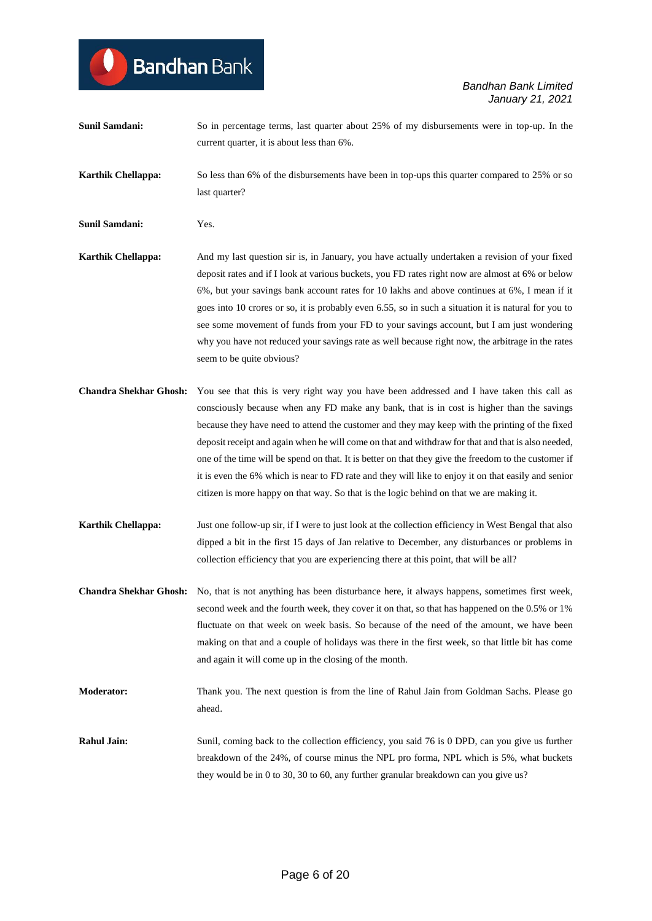**Sunil Samdani:** So in percentage terms, last quarter about 25% of my disbursements were in top-up. In the current quarter, it is about less than 6%.

**Karthik Chellappa:** So less than 6% of the disbursements have been in top-ups this quarter compared to 25% or so last quarter?

**Sunil Samdani:** Yes.

**Karthik Chellappa:** And my last question sir is, in January, you have actually undertaken a revision of your fixed deposit rates and if I look at various buckets, you FD rates right now are almost at 6% or below 6%, but your savings bank account rates for 10 lakhs and above continues at 6%, I mean if it goes into 10 crores or so, it is probably even 6.55, so in such a situation it is natural for you to see some movement of funds from your FD to your savings account, but I am just wondering why you have not reduced your savings rate as well because right now, the arbitrage in the rates seem to be quite obvious?

**Chandra Shekhar Ghosh:** You see that this is very right way you have been addressed and I have taken this call as consciously because when any FD make any bank, that is in cost is higher than the savings because they have need to attend the customer and they may keep with the printing of the fixed deposit receipt and again when he will come on that and withdraw for that and that is also needed, one of the time will be spend on that. It is better on that they give the freedom to the customer if it is even the 6% which is near to FD rate and they will like to enjoy it on that easily and senior citizen is more happy on that way. So that is the logic behind on that we are making it.

**Karthik Chellappa:** Just one follow-up sir, if I were to just look at the collection efficiency in West Bengal that also dipped a bit in the first 15 days of Jan relative to December, any disturbances or problems in collection efficiency that you are experiencing there at this point, that will be all?

**Chandra Shekhar Ghosh:** No, that is not anything has been disturbance here, it always happens, sometimes first week, second week and the fourth week, they cover it on that, so that has happened on the 0.5% or 1% fluctuate on that week on week basis. So because of the need of the amount, we have been making on that and a couple of holidays was there in the first week, so that little bit has come and again it will come up in the closing of the month.

**Moderator:** Thank you. The next question is from the line of Rahul Jain from Goldman Sachs. Please go ahead.

**Rahul Jain:** Sunil, coming back to the collection efficiency, you said 76 is 0 DPD, can you give us further breakdown of the 24%, of course minus the NPL pro forma, NPL which is 5%, what buckets they would be in 0 to 30, 30 to 60, any further granular breakdown can you give us?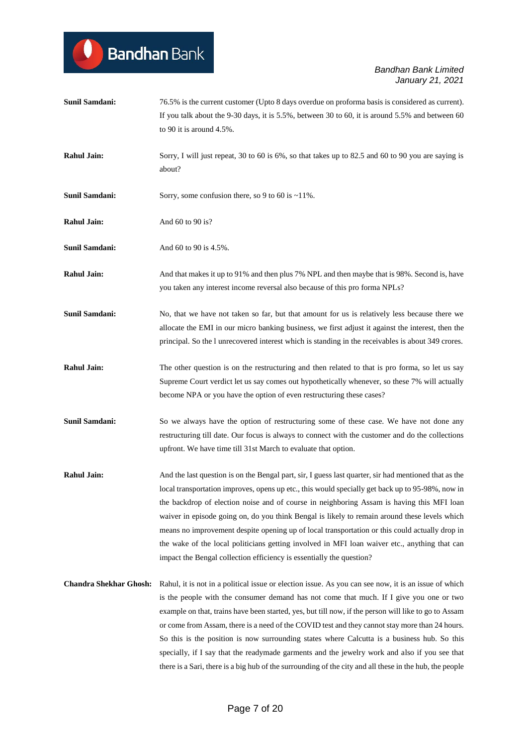**Sunil Samdani:** 76.5% is the current customer (Upto 8 days overdue on proforma basis is considered as current). If you talk about the 9-30 days, it is 5.5%, between 30 to 60, it is around 5.5% and between 60 to 90 it is around 4.5%.

**Rahul Jain:** Sorry, I will just repeat, 30 to 60 is 6%, so that takes up to 82.5 and 60 to 90 you are saying is about?

**Sunil Samdani:** Sorry, some confusion there, so 9 to 60 is ~11%.

**Rahul Jain:** And 60 to 90 is?

**Sunil Samdani:** And 60 to 90 is 4.5%.

**Rahul Jain:** And that makes it up to 91% and then plus 7% NPL and then maybe that is 98%. Second is, have you taken any interest income reversal also because of this pro forma NPLs?

**Sunil Samdani:** No, that we have not taken so far, but that amount for us is relatively less because there we allocate the EMI in our micro banking business, we first adjust it against the interest, then the principal. So the l unrecovered interest which is standing in the receivables is about 349 crores.

**Rahul Jain:** The other question is on the restructuring and then related to that is pro forma, so let us say Supreme Court verdict let us say comes out hypothetically whenever, so these 7% will actually become NPA or you have the option of even restructuring these cases?

**Sunil Samdani:** So we always have the option of restructuring some of these case. We have not done any restructuring till date. Our focus is always to connect with the customer and do the collections upfront. We have time till 31st March to evaluate that option.

**Rahul Jain:** And the last question is on the Bengal part, sir, I guess last quarter, sir had mentioned that as the local transportation improves, opens up etc., this would specially get back up to 95-98%, now in the backdrop of election noise and of course in neighboring Assam is having this MFI loan waiver in episode going on, do you think Bengal is likely to remain around these levels which means no improvement despite opening up of local transportation or this could actually drop in the wake of the local politicians getting involved in MFI loan waiver etc., anything that can impact the Bengal collection efficiency is essentially the question?

**Chandra Shekhar Ghosh:** Rahul, it is not in a political issue or election issue. As you can see now, it is an issue of which is the people with the consumer demand has not come that much. If I give you one or two example on that, trains have been started, yes, but till now, if the person will like to go to Assam or come from Assam, there is a need of the COVID test and they cannot stay more than 24 hours. So this is the position is now surrounding states where Calcutta is a business hub. So this specially, if I say that the readymade garments and the jewelry work and also if you see that there is a Sari, there is a big hub of the surrounding of the city and all these in the hub, the people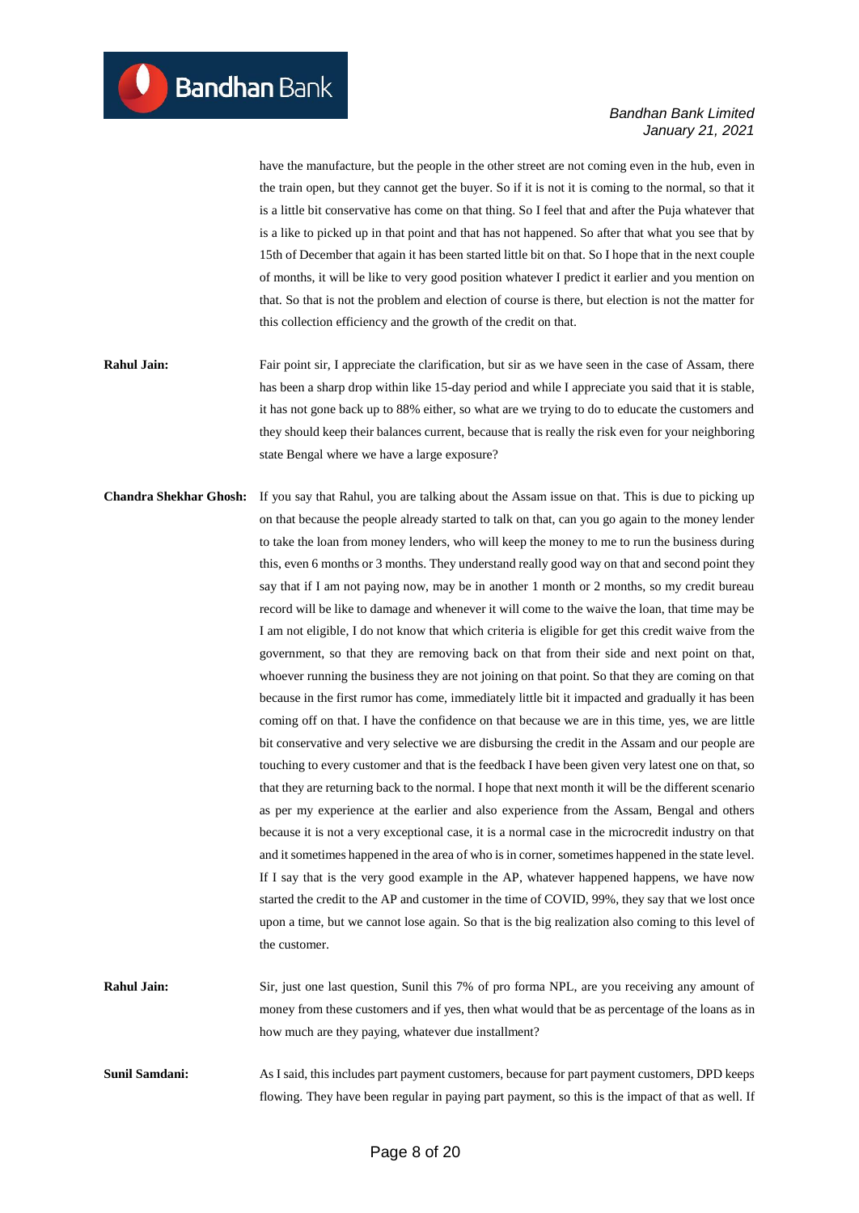have the manufacture, but the people in the other street are not coming even in the hub, even in the train open, but they cannot get the buyer. So if it is not it is coming to the normal, so that it is a little bit conservative has come on that thing. So I feel that and after the Puja whatever that is a like to picked up in that point and that has not happened. So after that what you see that by 15th of December that again it has been started little bit on that. So I hope that in the next couple of months, it will be like to very good position whatever I predict it earlier and you mention on that. So that is not the problem and election of course is there, but election is not the matter for this collection efficiency and the growth of the credit on that.

**Rahul Jain:** Fair point sir, I appreciate the clarification, but sir as we have seen in the case of Assam, there has been a sharp drop within like 15-day period and while I appreciate you said that it is stable, it has not gone back up to 88% either, so what are we trying to do to educate the customers and they should keep their balances current, because that is really the risk even for your neighboring state Bengal where we have a large exposure?

**Chandra Shekhar Ghosh:** If you say that Rahul, you are talking about the Assam issue on that. This is due to picking up on that because the people already started to talk on that, can you go again to the money lender to take the loan from money lenders, who will keep the money to me to run the business during this, even 6 months or 3 months. They understand really good way on that and second point they say that if I am not paying now, may be in another 1 month or 2 months, so my credit bureau record will be like to damage and whenever it will come to the waive the loan, that time may be I am not eligible, I do not know that which criteria is eligible for get this credit waive from the government, so that they are removing back on that from their side and next point on that, whoever running the business they are not joining on that point. So that they are coming on that because in the first rumor has come, immediately little bit it impacted and gradually it has been coming off on that. I have the confidence on that because we are in this time, yes, we are little bit conservative and very selective we are disbursing the credit in the Assam and our people are touching to every customer and that is the feedback I have been given very latest one on that, so that they are returning back to the normal. I hope that next month it will be the different scenario as per my experience at the earlier and also experience from the Assam, Bengal and others because it is not a very exceptional case, it is a normal case in the microcredit industry on that and it sometimes happened in the area of who is in corner, sometimes happened in the state level. If I say that is the very good example in the AP, whatever happened happens, we have now started the credit to the AP and customer in the time of COVID, 99%, they say that we lost once upon a time, but we cannot lose again. So that is the big realization also coming to this level of the customer.

**Rahul Jain:** Sir, just one last question, Sunil this 7% of pro forma NPL, are you receiving any amount of money from these customers and if yes, then what would that be as percentage of the loans as in how much are they paying, whatever due installment?

**Sunil Samdani:** As I said, this includes part payment customers, because for part payment customers, DPD keeps flowing. They have been regular in paying part payment, so this is the impact of that as well. If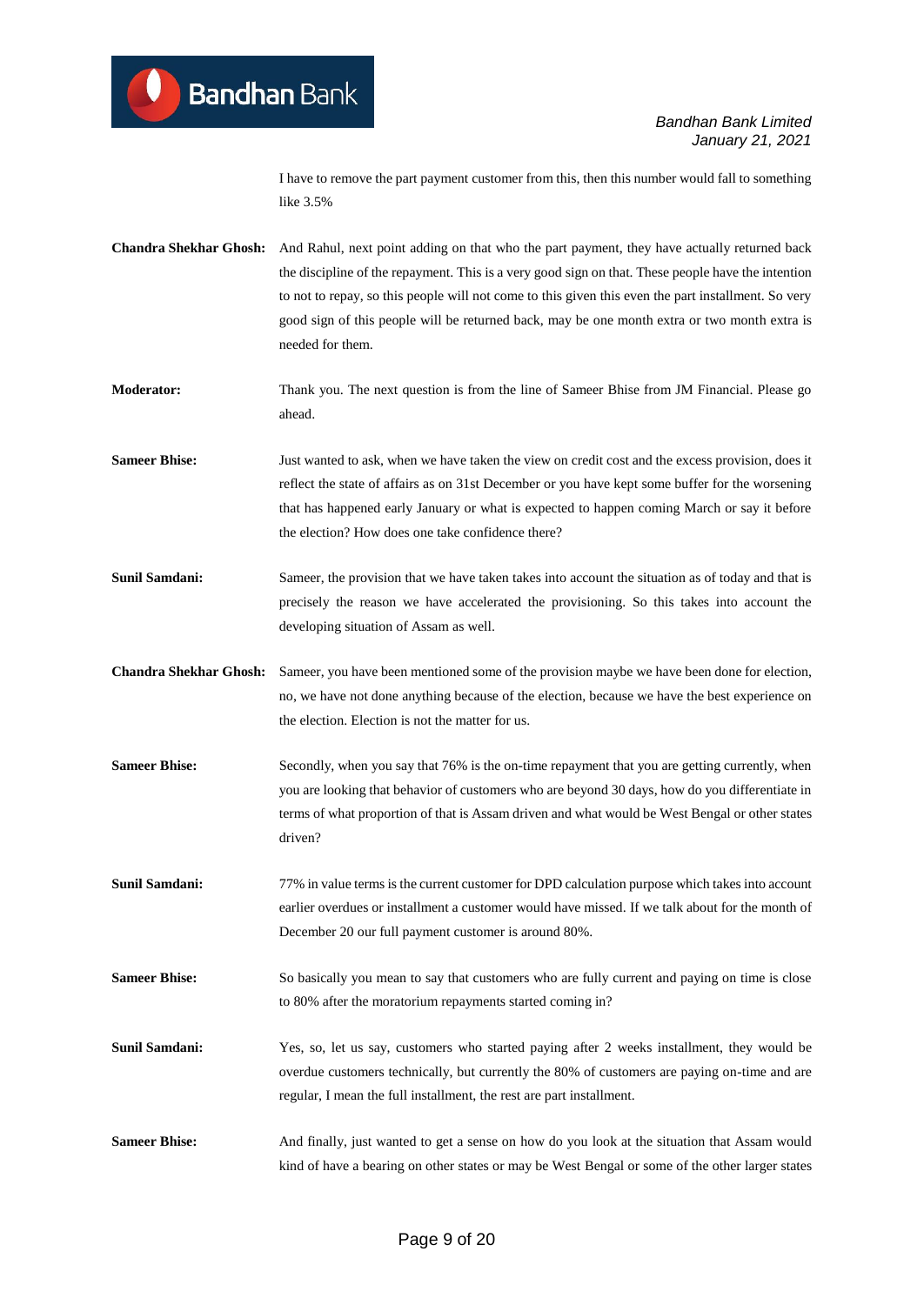I have to remove the part payment customer from this, then this number would fall to something like 3.5%

**Chandra Shekhar Ghosh:** And Rahul, next point adding on that who the part payment, they have actually returned back the discipline of the repayment. This is a very good sign on that. These people have the intention to not to repay, so this people will not come to this given this even the part installment. So very good sign of this people will be returned back, may be one month extra or two month extra is needed for them.

**Moderator:** Thank you. The next question is from the line of Sameer Bhise from JM Financial. Please go ahead.

**Sameer Bhise:** Just wanted to ask, when we have taken the view on credit cost and the excess provision, does it reflect the state of affairs as on 31st December or you have kept some buffer for the worsening that has happened early January or what is expected to happen coming March or say it before the election? How does one take confidence there?

**Sunil Samdani:** Sameer, the provision that we have taken takes into account the situation as of today and that is precisely the reason we have accelerated the provisioning. So this takes into account the developing situation of Assam as well.

**Chandra Shekhar Ghosh:** Sameer, you have been mentioned some of the provision maybe we have been done for election, no, we have not done anything because of the election, because we have the best experience on the election. Election is not the matter for us.

**Sameer Bhise:** Secondly, when you say that 76% is the on-time repayment that you are getting currently, when you are looking that behavior of customers who are beyond 30 days, how do you differentiate in terms of what proportion of that is Assam driven and what would be West Bengal or other states driven?

**Sunil Samdani:** 77% in value terms is the current customer for DPD calculation purpose which takes into account earlier overdues or installment a customer would have missed. If we talk about for the month of December 20 our full payment customer is around 80%.

**Sameer Bhise:** So basically you mean to say that customers who are fully current and paying on time is close to 80% after the moratorium repayments started coming in?

**Sunil Samdani:** Yes, so, let us say, customers who started paying after 2 weeks installment, they would be overdue customers technically, but currently the 80% of customers are paying on-time and are regular, I mean the full installment, the rest are part installment.

**Sameer Bhise:** And finally, just wanted to get a sense on how do you look at the situation that Assam would kind of have a bearing on other states or may be West Bengal or some of the other larger states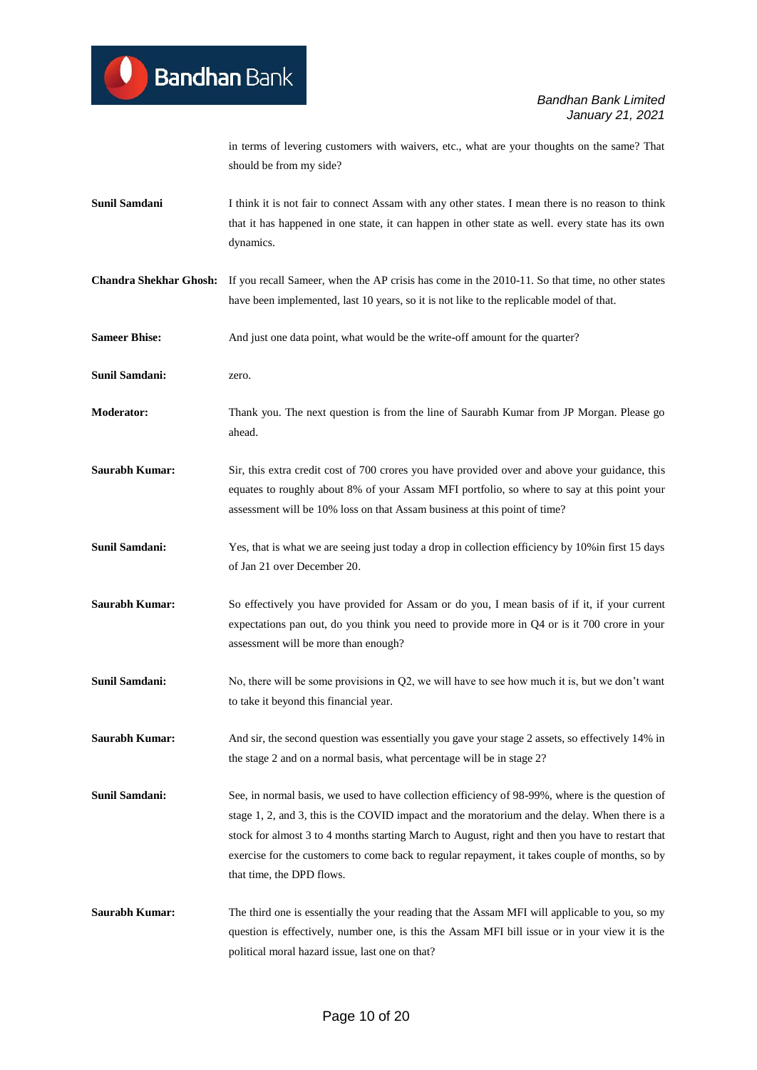in terms of levering customers with waivers, etc., what are your thoughts on the same? That should be from my side?

**Sunil Samdani** I think it is not fair to connect Assam with any other states. I mean there is no reason to think that it has happened in one state, it can happen in other state as well. every state has its own dynamics.

**Chandra Shekhar Ghosh:** If you recall Sameer, when the AP crisis has come in the 2010-11. So that time, no other states have been implemented, last 10 years, so it is not like to the replicable model of that.

**Sameer Bhise:** And just one data point, what would be the write-off amount for the quarter?

**Sunil Samdani:** zero.

**Moderator:** Thank you. The next question is from the line of Saurabh Kumar from JP Morgan. Please go ahead.

**Saurabh Kumar:** Sir, this extra credit cost of 700 crores you have provided over and above your guidance, this equates to roughly about 8% of your Assam MFI portfolio, so where to say at this point your assessment will be 10% loss on that Assam business at this point of time?

**Sunil Samdani:** Yes, that is what we are seeing just today a drop in collection efficiency by 10%in first 15 days of Jan 21 over December 20.

**Saurabh Kumar:** So effectively you have provided for Assam or do you, I mean basis of if it, if your current expectations pan out, do you think you need to provide more in Q4 or is it 700 crore in your assessment will be more than enough?

**Sunil Samdani:** No, there will be some provisions in Q2, we will have to see how much it is, but we don't want to take it beyond this financial year.

**Saurabh Kumar:** And sir, the second question was essentially you gave your stage 2 assets, so effectively 14% in the stage 2 and on a normal basis, what percentage will be in stage 2?

**Sunil Samdani:** See, in normal basis, we used to have collection efficiency of 98-99%, where is the question of stage 1, 2, and 3, this is the COVID impact and the moratorium and the delay. When there is a stock for almost 3 to 4 months starting March to August, right and then you have to restart that exercise for the customers to come back to regular repayment, it takes couple of months, so by that time, the DPD flows.

**Saurabh Kumar:** The third one is essentially the your reading that the Assam MFI will applicable to you, so my question is effectively, number one, is this the Assam MFI bill issue or in your view it is the political moral hazard issue, last one on that?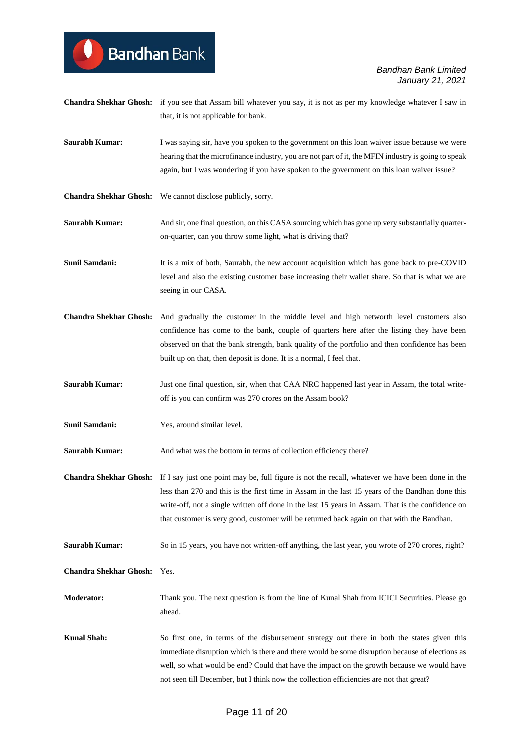**Chandra Shekhar Ghosh:** if you see that Assam bill whatever you say, it is not as per my knowledge whatever I saw in that, it is not applicable for bank.

**Saurabh Kumar:** I was saying sir, have you spoken to the government on this loan waiver issue because we were hearing that the microfinance industry, you are not part of it, the MFIN industry is going to speak again, but I was wondering if you have spoken to the government on this loan waiver issue?

**Chandra Shekhar Ghosh:** We cannot disclose publicly, sorry.

**Saurabh Kumar:** And sir, one final question, on this CASA sourcing which has gone up very substantially quarter-on-quarter, can you throw some light, what is driving that?

**Sunil Samdani:** It is a mix of both, Saurabh, the new account acquisition which has gone back to pre-COVID level and also the existing customer base increasing their wallet share. So that is what we are seeing in our CASA.

**Chandra Shekhar Ghosh:** And gradually the customer in the middle level and high networth level customers also confidence has come to the bank, couple of quarters here after the listing they have been observed on that the bank strength, bank quality of the portfolio and then confidence has been built up on that, then deposit is done. It is a normal, I feel that.

**Saurabh Kumar:** Just one final question, sir, when that CAA NRC happened last year in Assam, the total write-off is you can confirm was 270 crores on the Assam book?

**Sunil Samdani:** Yes, around similar level.

**Saurabh Kumar:** And what was the bottom in terms of collection efficiency there?

**Chandra Shekhar Ghosh:** If I say just one point may be, full figure is not the recall, whatever we have been done in the less than 270 and this is the first time in Assam in the last 15 years of the Bandhan done this write-off, not a single written off done in the last 15 years in Assam. That is the confidence on that customer is very good, customer will be returned back again on that with the Bandhan.

**Saurabh Kumar:** So in 15 years, you have not written-off anything, the last year, you wrote of 270 crores, right?

**Chandra Shekhar Ghosh:** Yes.

**Moderator:** Thank you. The next question is from the line of Kunal Shah from ICICI Securities. Please go ahead.

**Kunal Shah:** So first one, in terms of the disbursement strategy out there in both the states given this immediate disruption which is there and there would be some disruption because of elections as well, so what would be end? Could that have the impact on the growth because we would have not seen till December, but I think now the collection efficiencies are not that great?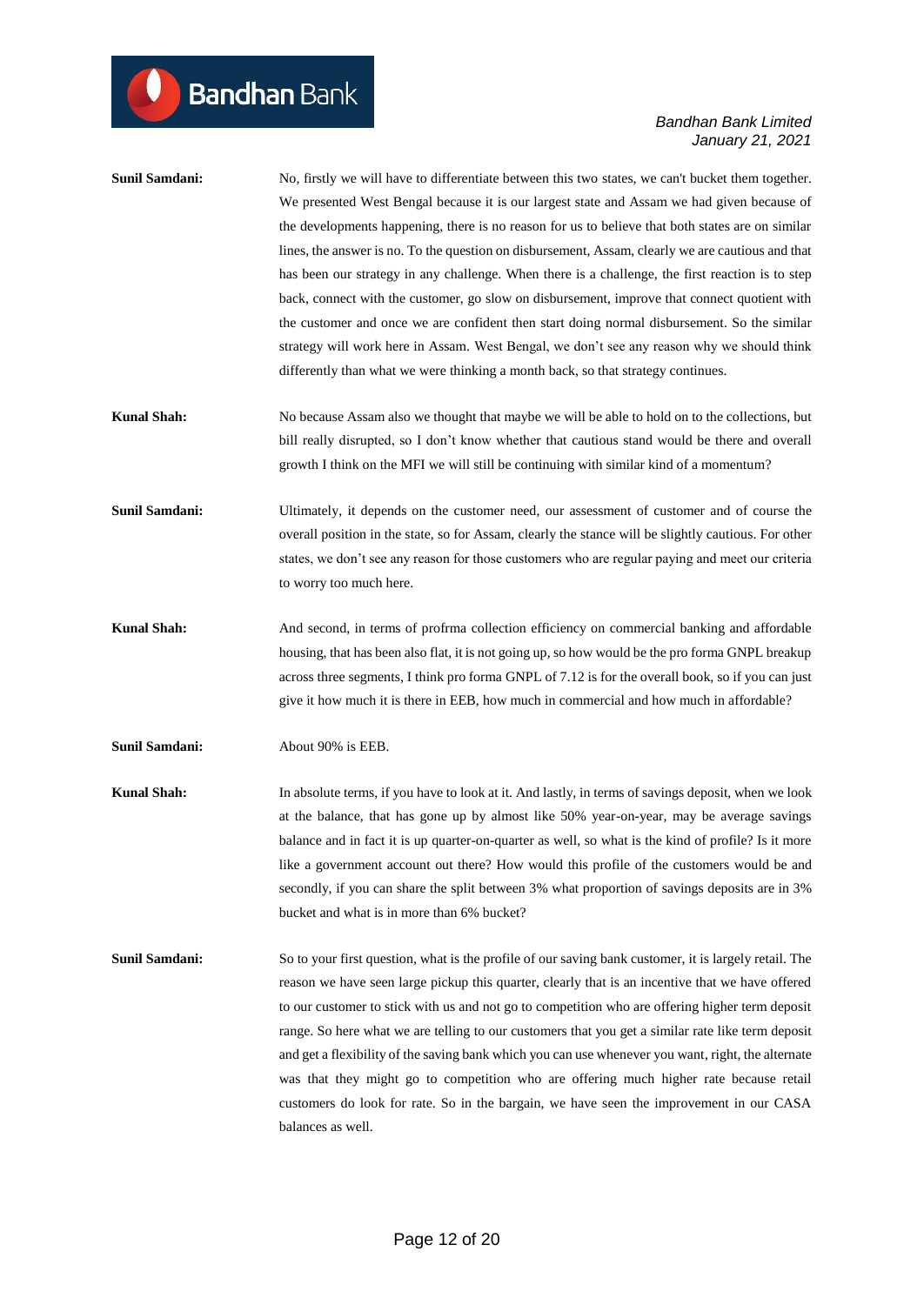**Sunil Samdani:** No, firstly we will have to differentiate between this two states, we can't bucket them together. We presented West Bengal because it is our largest state and Assam we had given because of the developments happening, there is no reason for us to believe that both states are on similar lines, the answer is no. To the question on disbursement, Assam, clearly we are cautious and that has been our strategy in any challenge. When there is a challenge, the first reaction is to step back, connect with the customer, go slow on disbursement, improve that connect quotient with the customer and once we are confident then start doing normal disbursement. So the similar strategy will work here in Assam. West Bengal, we don't see any reason why we should think differently than what we were thinking a month back, so that strategy continues.

**Kunal Shah:** No because Assam also we thought that maybe we will be able to hold on to the collections, but bill really disrupted, so I don't know whether that cautious stand would be there and overall growth I think on the MFI we will still be continuing with similar kind of a momentum?

**Sunil Samdani:** Ultimately, it depends on the customer need, our assessment of customer and of course the overall position in the state, so for Assam, clearly the stance will be slightly cautious. For other states, we don't see any reason for those customers who are regular paying and meet our criteria to worry too much here.

**Kunal Shah:** And second, in terms of profrma collection efficiency on commercial banking and affordable housing, that has been also flat, it is not going up, so how would be the pro forma GNPL breakup across three segments, I think pro forma GNPL of 7.12 is for the overall book, so if you can just give it how much it is there in EEB, how much in commercial and how much in affordable?

**Sunil Samdani:** About 90% is EEB.

**Kunal Shah:** In absolute terms, if you have to look at it. And lastly, in terms of savings deposit, when we look at the balance, that has gone up by almost like 50% year-on-year, may be average savings balance and in fact it is up quarter-on-quarter as well, so what is the kind of profile? Is it more like a government account out there? How would this profile of the customers would be and secondly, if you can share the split between 3% what proportion of savings deposits are in 3% bucket and what is in more than 6% bucket?

**Sunil Samdani:** So to your first question, what is the profile of our saving bank customer, it is largely retail. The reason we have seen large pickup this quarter, clearly that is an incentive that we have offered to our customer to stick with us and not go to competition who are offering higher term deposit range. So here what we are telling to our customers that you get a similar rate like term deposit and get a flexibility of the saving bank which you can use whenever you want, right, the alternate was that they might go to competition who are offering much higher rate because retail customers do look for rate. So in the bargain, we have seen the improvement in our CASA balances as well.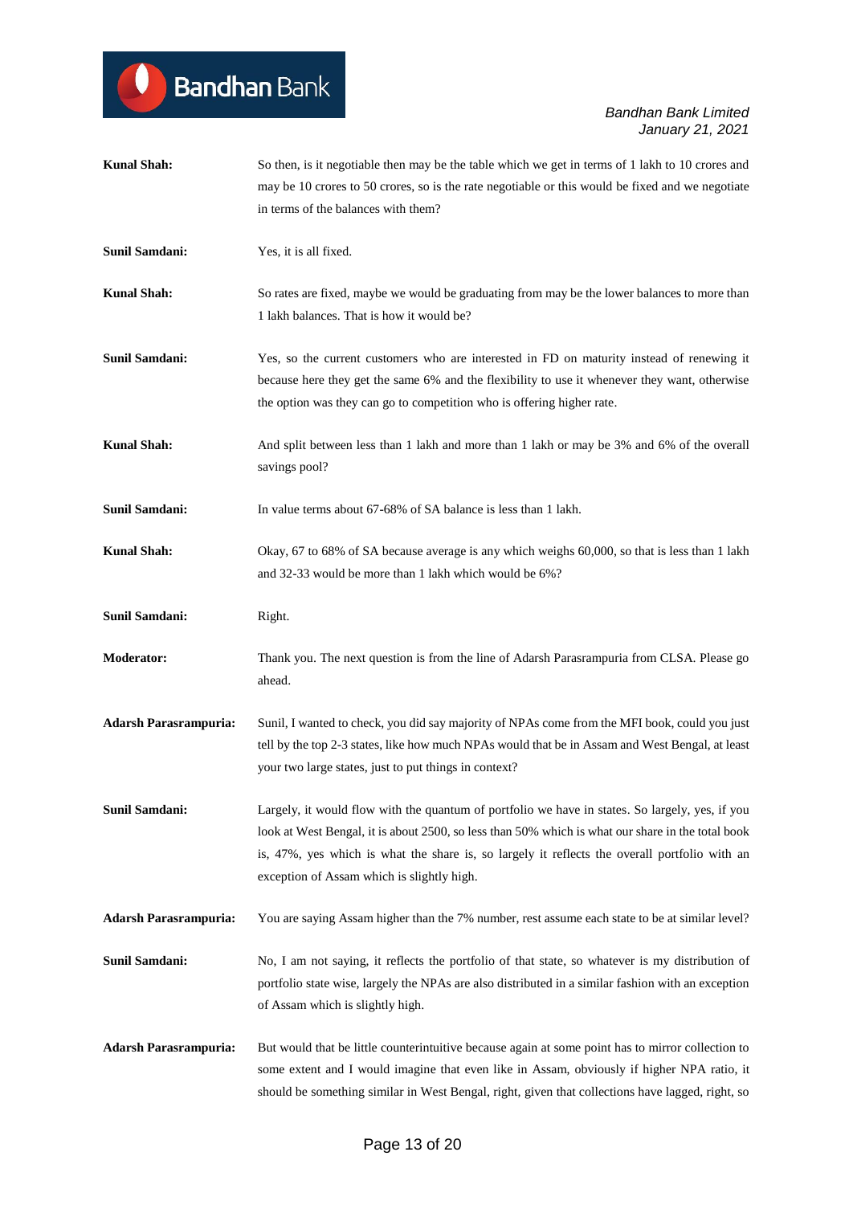**Kunal Shah:** So then, is it negotiable then may be the table which we get in terms of 1 lakh to 10 crores and may be 10 crores to 50 crores, so is the rate negotiable or this would be fixed and we negotiate in terms of the balances with them?

**Sunil Samdani:** Yes, it is all fixed.

**Kunal Shah:** So rates are fixed, maybe we would be graduating from may be the lower balances to more than 1 lakh balances. That is how it would be?

**Sunil Samdani:** Yes, so the current customers who are interested in FD on maturity instead of renewing it because here they get the same 6% and the flexibility to use it whenever they want, otherwise the option was they can go to competition who is offering higher rate.

**Kunal Shah:** And split between less than 1 lakh and more than 1 lakh or may be 3% and 6% of the overall savings pool?

**Sunil Samdani:** In value terms about 67-68% of SA balance is less than 1 lakh.

**Kunal Shah:** Okay, 67 to 68% of SA because average is any which weighs 60,000, so that is less than 1 lakh and 32-33 would be more than 1 lakh which would be 6%?

**Sunil Samdani:** Right.

**Moderator:** Thank you. The next question is from the line of Adarsh Parasrampuria from CLSA. Please go ahead.

**Adarsh Parasrampuria:** Sunil, I wanted to check, you did say majority of NPAs come from the MFI book, could you just tell by the top 2-3 states, like how much NPAs would that be in Assam and West Bengal, at least your two large states, just to put things in context?

**Sunil Samdani:** Largely, it would flow with the quantum of portfolio we have in states. So largely, yes, if you look at West Bengal, it is about 2500, so less than 50% which is what our share in the total book is, 47%, yes which is what the share is, so largely it reflects the overall portfolio with an exception of Assam which is slightly high.

**Adarsh Parasrampuria:** You are saying Assam higher than the 7% number, rest assume each state to be at similar level?

**Sunil Samdani:** No, I am not saying, it reflects the portfolio of that state, so whatever is my distribution of portfolio state wise, largely the NPAs are also distributed in a similar fashion with an exception of Assam which is slightly high.

**Adarsh Parasrampuria:** But would that be little counterintuitive because again at some point has to mirror collection to some extent and I would imagine that even like in Assam, obviously if higher NPA ratio, it should be something similar in West Bengal, right, given that collections have lagged, right, so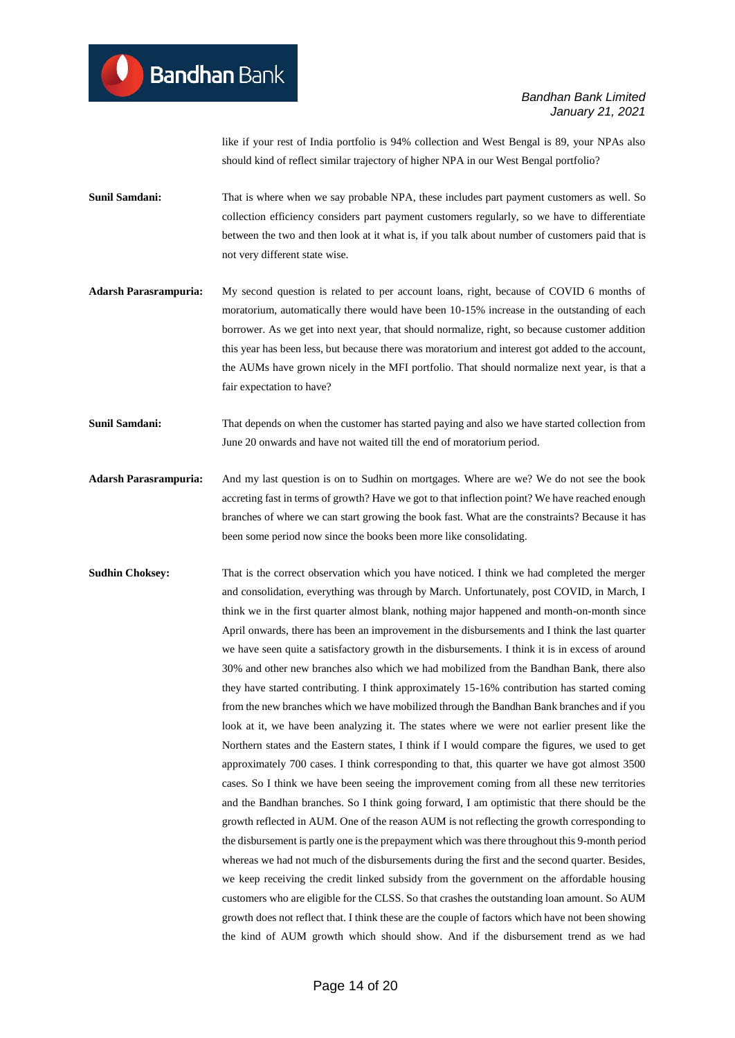like if your rest of India portfolio is 94% collection and West Bengal is 89, your NPAs also should kind of reflect similar trajectory of higher NPA in our West Bengal portfolio?

**Sunil Samdani:** That is where when we say probable NPA, these includes part payment customers as well. So collection efficiency considers part payment customers regularly, so we have to differentiate between the two and then look at it what is, if you talk about number of customers paid that is not very different state wise.

**Adarsh Parasrampuria:** My second question is related to per account loans, right, because of COVID 6 months of moratorium, automatically there would have been 10-15% increase in the outstanding of each borrower. As we get into next year, that should normalize, right, so because customer addition this year has been less, but because there was moratorium and interest got added to the account, the AUMs have grown nicely in the MFI portfolio. That should normalize next year, is that a fair expectation to have?

**Sunil Samdani:** That depends on when the customer has started paying and also we have started collection from June 20 onwards and have not waited till the end of moratorium period.

**Adarsh Parasrampuria:** And my last question is on to Sudhin on mortgages. Where are we? We do not see the book accreting fast in terms of growth? Have we got to that inflection point? We have reached enough branches of where we can start growing the book fast. What are the constraints? Because it has been some period now since the books been more like consolidating.

**Sudhin Choksey:** That is the correct observation which you have noticed. I think we had completed the merger and consolidation, everything was through by March. Unfortunately, post COVID, in March, I think we in the first quarter almost blank, nothing major happened and month-on-month since April onwards, there has been an improvement in the disbursements and I think the last quarter we have seen quite a satisfactory growth in the disbursements. I think it is in excess of around 30% and other new branches also which we had mobilized from the Bandhan Bank, there also they have started contributing. I think approximately 15-16% contribution has started coming from the new branches which we have mobilized through the Bandhan Bank branches and if you look at it, we have been analyzing it. The states where we were not earlier present like the Northern states and the Eastern states, I think if I would compare the figures, we used to get approximately 700 cases. I think corresponding to that, this quarter we have got almost 3500 cases. So I think we have been seeing the improvement coming from all these new territories and the Bandhan branches. So I think going forward, I am optimistic that there should be the growth reflected in AUM. One of the reason AUM is not reflecting the growth corresponding to the disbursement is partly one is the prepayment which was there throughout this 9-month period whereas we had not much of the disbursements during the first and the second quarter. Besides, we keep receiving the credit linked subsidy from the government on the affordable housing customers who are eligible for the CLSS. So that crashes the outstanding loan amount. So AUM growth does not reflect that. I think these are the couple of factors which have not been showing the kind of AUM growth which should show. And if the disbursement trend as we had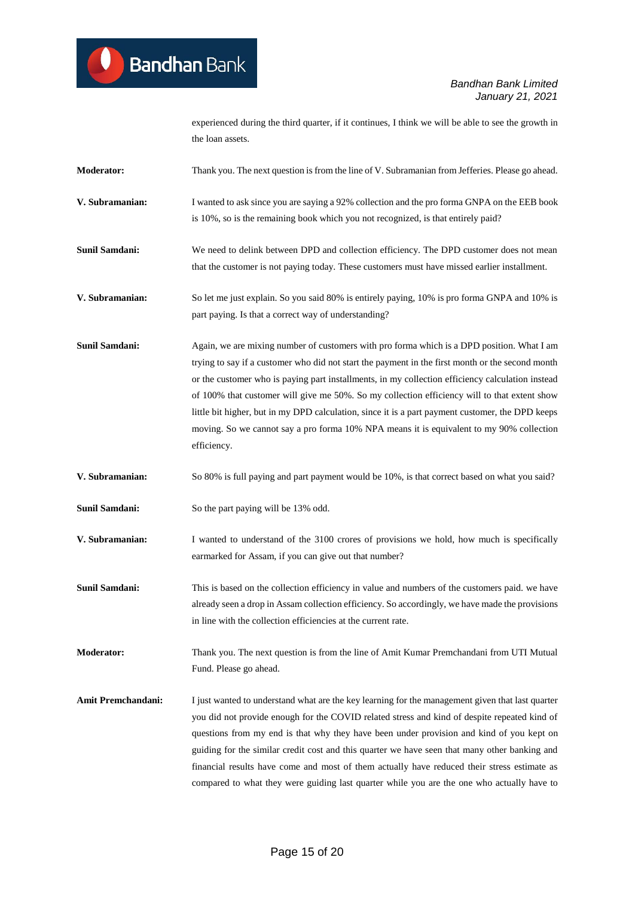experienced during the third quarter, if it continues, I think we will be able to see the growth in the loan assets.

**Moderator:** Thank you. The next question is from the line of V. Subramanian from Jefferies. Please go ahead.

**V. Subramanian:** I wanted to ask since you are saying a 92% collection and the pro forma GNPA on the EEB book is 10%, so is the remaining book which you not recognized, is that entirely paid?

**Sunil Samdani:** We need to delink between DPD and collection efficiency. The DPD customer does not mean that the customer is not paying today. These customers must have missed earlier installment.

**V. Subramanian:** So let me just explain. So you said 80% is entirely paying, 10% is pro forma GNPA and 10% is part paying. Is that a correct way of understanding?

**Sunil Samdani:** Again, we are mixing number of customers with pro forma which is a DPD position. What I am trying to say if a customer who did not start the payment in the first month or the second month or the customer who is paying part installments, in my collection efficiency calculation instead of 100% that customer will give me 50%. So my collection efficiency will to that extent show little bit higher, but in my DPD calculation, since it is a part payment customer, the DPD keeps moving. So we cannot say a pro forma 10% NPA means it is equivalent to my 90% collection efficiency.

**V. Subramanian:** So 80% is full paying and part payment would be 10%, is that correct based on what you said?

**Sunil Samdani:** So the part paying will be 13% odd.

**V. Subramanian:** I wanted to understand of the 3100 crores of provisions we hold, how much is specifically earmarked for Assam, if you can give out that number?

**Sunil Samdani:** This is based on the collection efficiency in value and numbers of the customers paid. we have already seen a drop in Assam collection efficiency. So accordingly, we have made the provisions in line with the collection efficiencies at the current rate.

**Moderator:** Thank you. The next question is from the line of Amit Kumar Premchandani from UTI Mutual Fund. Please go ahead.

**Amit Premchandani:** I just wanted to understand what are the key learning for the management given that last quarter you did not provide enough for the COVID related stress and kind of despite repeated kind of questions from my end is that why they have been under provision and kind of you kept on guiding for the similar credit cost and this quarter we have seen that many other banking and financial results have come and most of them actually have reduced their stress estimate as compared to what they were guiding last quarter while you are the one who actually have to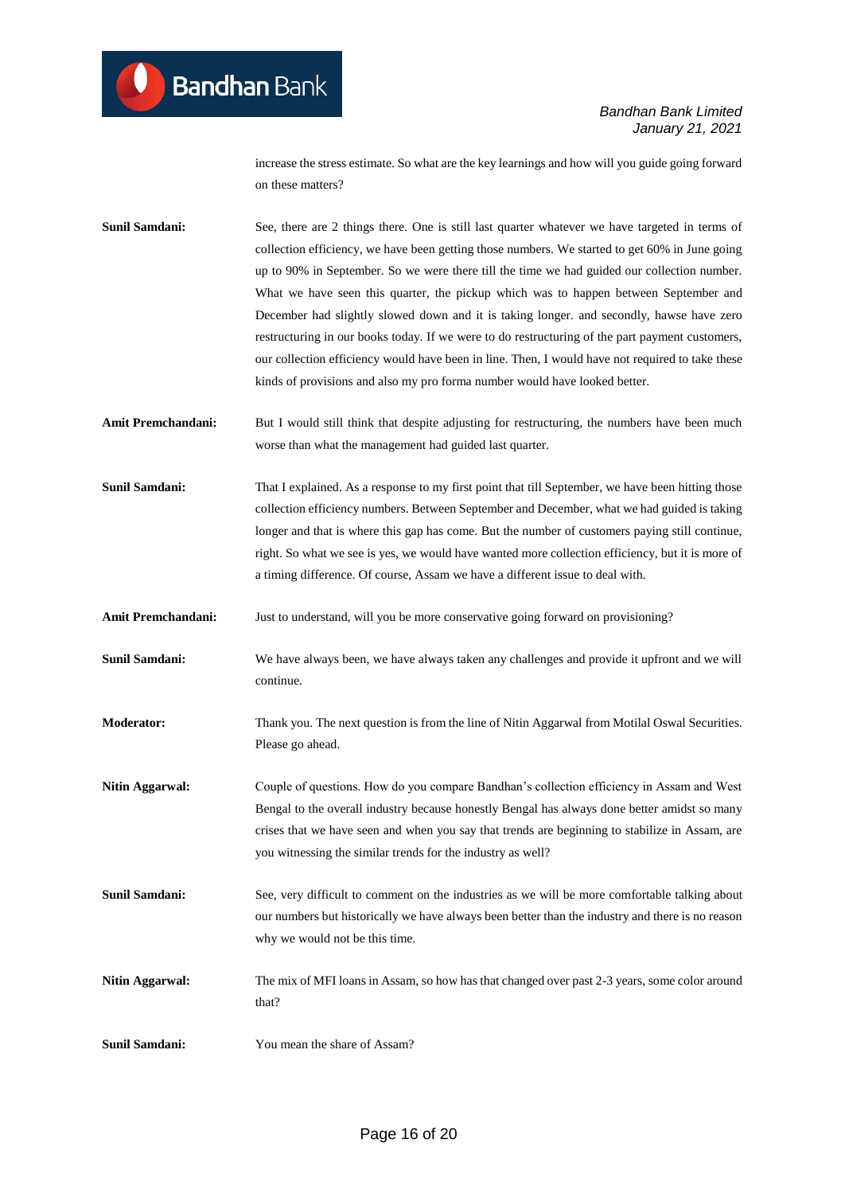increase the stress estimate. So what are the key learnings and how will you guide going forward on these matters?

**Sunil Samdani:** See, there are 2 things there. One is still last quarter whatever we have targeted in terms of collection efficiency, we have been getting those numbers. We started to get 60% in June going up to 90% in September. So we were there till the time we had guided our collection number. What we have seen this quarter, the pickup which was to happen between September and December had slightly slowed down and it is taking longer. and secondly, hawse have zero restructuring in our books today. If we were to do restructuring of the part payment customers, our collection efficiency would have been in line. Then, I would have not required to take these kinds of provisions and also my pro forma number would have looked better.

**Amit Premchandani:** But I would still think that despite adjusting for restructuring, the numbers have been much worse than what the management had guided last quarter.

**Sunil Samdani:** That I explained. As a response to my first point that till September, we have been hitting those collection efficiency numbers. Between September and December, what we had guided is taking longer and that is where this gap has come. But the number of customers paying still continue, right. So what we see is yes, we would have wanted more collection efficiency, but it is more of a timing difference. Of course, Assam we have a different issue to deal with.

**Amit Premchandani:** Just to understand, will you be more conservative going forward on provisioning?

**Sunil Samdani:** We have always been, we have always taken any challenges and provide it upfront and we will continue.

**Moderator:** Thank you. The next question is from the line of Nitin Aggarwal from Motilal Oswal Securities. Please go ahead.

**Nitin Aggarwal:** Couple of questions. How do you compare Bandhan's collection efficiency in Assam and West Bengal to the overall industry because honestly Bengal has always done better amidst so many crises that we have seen and when you say that trends are beginning to stabilize in Assam, are you witnessing the similar trends for the industry as well?

**Sunil Samdani:** See, very difficult to comment on the industries as we will be more comfortable talking about our numbers but historically we have always been better than the industry and there is no reason why we would not be this time.

**Nitin Aggarwal:** The mix of MFI loans in Assam, so how has that changed over past 2-3 years, some color around that?

**Sunil Samdani:** You mean the share of Assam?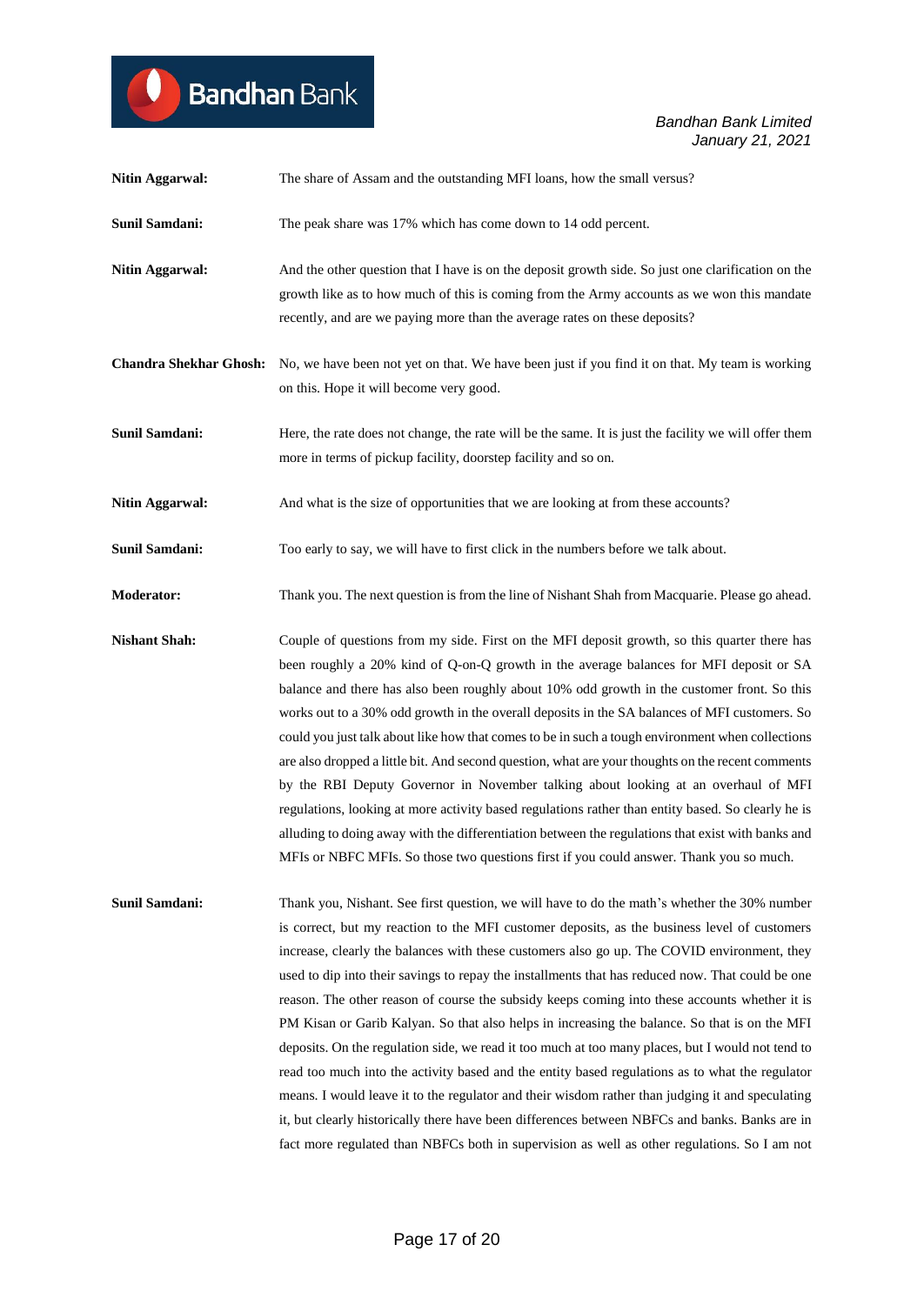**Nitin Aggarwal:** The share of Assam and the outstanding MFI loans, how the small versus?

**Sunil Samdani:** The peak share was 17% which has come down to 14 odd percent.

**Nitin Aggarwal:** And the other question that I have is on the deposit growth side. So just one clarification on the growth like as to how much of this is coming from the Army accounts as we won this mandate recently, and are we paying more than the average rates on these deposits?

**Chandra Shekhar Ghosh:** No, we have been not yet on that. We have been just if you find it on that. My team is working on this. Hope it will become very good.

**Sunil Samdani:** Here, the rate does not change, the rate will be the same. It is just the facility we will offer them more in terms of pickup facility, doorstep facility and so on.

**Nitin Aggarwal:** And what is the size of opportunities that we are looking at from these accounts?

**Sunil Samdani:** Too early to say, we will have to first click in the numbers before we talk about.

**Moderator:** Thank you. The next question is from the line of Nishant Shah from Macquarie. Please go ahead.

**Nishant Shah:** Couple of questions from my side. First on the MFI deposit growth, so this quarter there has been roughly a 20% kind of Q-on-Q growth in the average balances for MFI deposit or SA balance and there has also been roughly about 10% odd growth in the customer front. So this works out to a 30% odd growth in the overall deposits in the SA balances of MFI customers. So could you just talk about like how that comes to be in such a tough environment when collections are also dropped a little bit. And second question, what are your thoughts on the recent comments by the RBI Deputy Governor in November talking about looking at an overhaul of MFI regulations, looking at more activity based regulations rather than entity based. So clearly he is alluding to doing away with the differentiation between the regulations that exist with banks and MFIs or NBFC MFIs. So those two questions first if you could answer. Thank you so much.

**Sunil Samdani:** Thank you, Nishant. See first question, we will have to do the math's whether the 30% number is correct, but my reaction to the MFI customer deposits, as the business level of customers increase, clearly the balances with these customers also go up. The COVID environment, they used to dip into their savings to repay the installments that has reduced now. That could be one reason. The other reason of course the subsidy keeps coming into these accounts whether it is PM Kisan or Garib Kalyan. So that also helps in increasing the balance. So that is on the MFI deposits. On the regulation side, we read it too much at too many places, but I would not tend to read too much into the activity based and the entity based regulations as to what the regulator means. I would leave it to the regulator and their wisdom rather than judging it and speculating it, but clearly historically there have been differences between NBFCs and banks. Banks are in fact more regulated than NBFCs both in supervision as well as other regulations. So I am not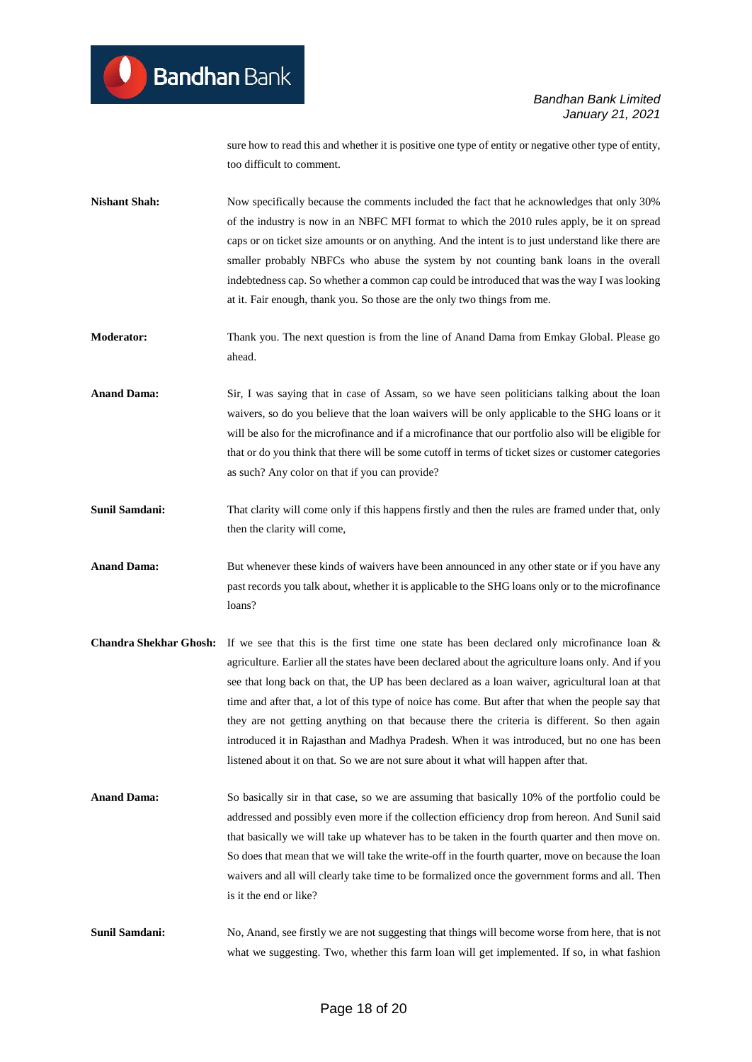sure how to read this and whether it is positive one type of entity or negative other type of entity, too difficult to comment.

**Nishant Shah:** Now specifically because the comments included the fact that he acknowledges that only 30% of the industry is now in an NBFC MFI format to which the 2010 rules apply, be it on spread caps or on ticket size amounts or on anything. And the intent is to just understand like there are smaller probably NBFCs who abuse the system by not counting bank loans in the overall indebtedness cap. So whether a common cap could be introduced that was the way I was looking at it. Fair enough, thank you. So those are the only two things from me.

**Moderator:** Thank you. The next question is from the line of Anand Dama from Emkay Global. Please go ahead.

**Anand Dama:** Sir, I was saying that in case of Assam, so we have seen politicians talking about the loan waivers, so do you believe that the loan waivers will be only applicable to the SHG loans or it will be also for the microfinance and if a microfinance that our portfolio also will be eligible for that or do you think that there will be some cutoff in terms of ticket sizes or customer categories as such? Any color on that if you can provide?

**Sunil Samdani:** That clarity will come only if this happens firstly and then the rules are framed under that, only then the clarity will come,

**Anand Dama:** But whenever these kinds of waivers have been announced in any other state or if you have any past records you talk about, whether it is applicable to the SHG loans only or to the microfinance loans?

**Chandra Shekhar Ghosh:** If we see that this is the first time one state has been declared only microfinance loan & agriculture. Earlier all the states have been declared about the agriculture loans only. And if you see that long back on that, the UP has been declared as a loan waiver, agricultural loan at that time and after that, a lot of this type of noice has come. But after that when the people say that they are not getting anything on that because there the criteria is different. So then again introduced it in Rajasthan and Madhya Pradesh. When it was introduced, but no one has been listened about it on that. So we are not sure about it what will happen after that.

**Anand Dama:** So basically sir in that case, so we are assuming that basically 10% of the portfolio could be addressed and possibly even more if the collection efficiency drop from hereon. And Sunil said that basically we will take up whatever has to be taken in the fourth quarter and then move on. So does that mean that we will take the write-off in the fourth quarter, move on because the loan waivers and all will clearly take time to be formalized once the government forms and all. Then is it the end or like?

**Sunil Samdani:** No, Anand, see firstly we are not suggesting that things will become worse from here, that is not what we suggesting. Two, whether this farm loan will get implemented. If so, in what fashion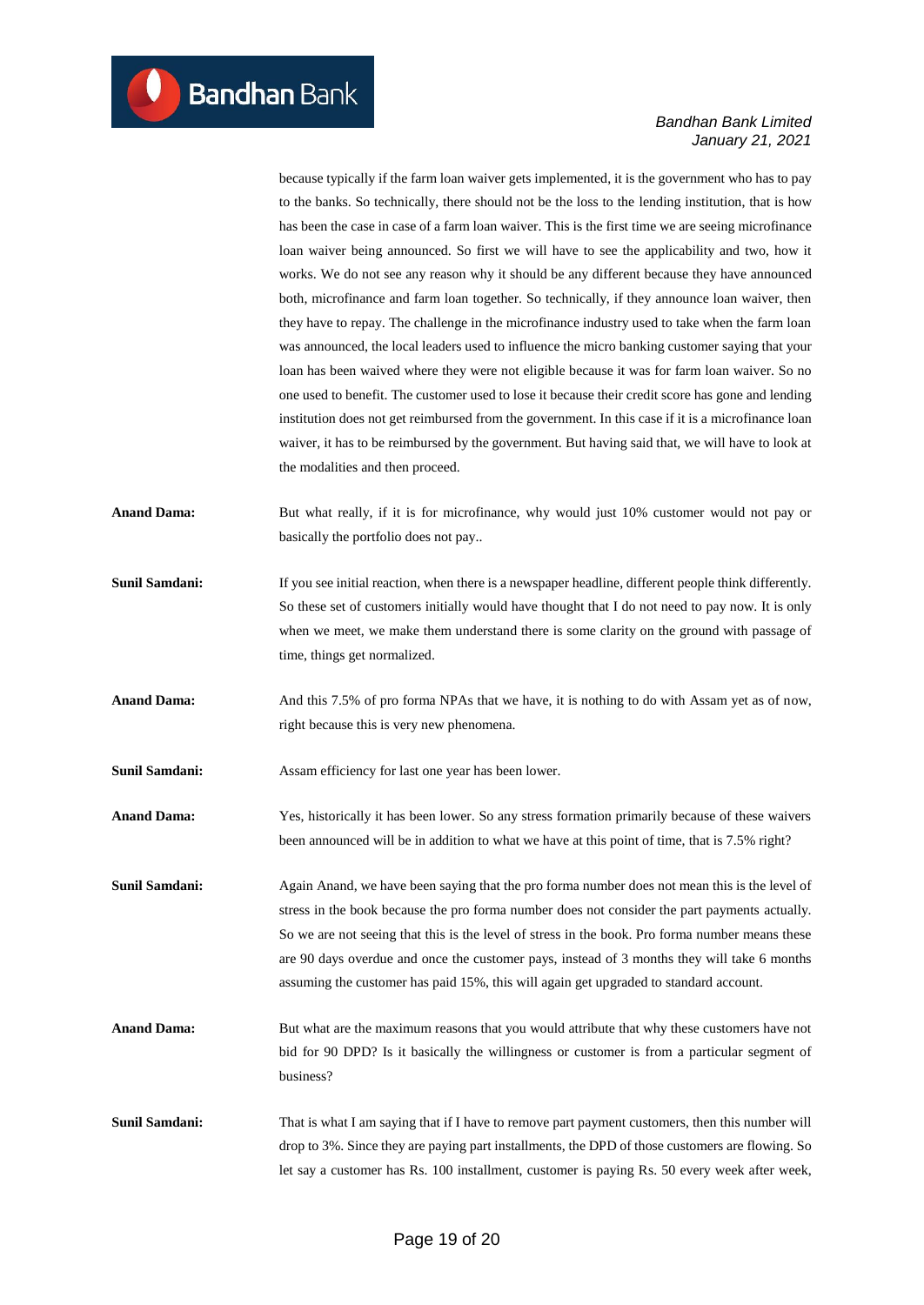because typically if the farm loan waiver gets implemented, it is the government who has to pay to the banks. So technically, there should not be the loss to the lending institution, that is how has been the case in case of a farm loan waiver. This is the first time we are seeing microfinance loan waiver being announced. So first we will have to see the applicability and two, how it works. We do not see any reason why it should be any different because they have announced both, microfinance and farm loan together. So technically, if they announce loan waiver, then they have to repay. The challenge in the microfinance industry used to take when the farm loan was announced, the local leaders used to influence the micro banking customer saying that your loan has been waived where they were not eligible because it was for farm loan waiver. So no one used to benefit. The customer used to lose it because their credit score has gone and lending institution does not get reimbursed from the government. In this case if it is a microfinance loan waiver, it has to be reimbursed by the government. But having said that, we will have to look at the modalities and then proceed.

**Anand Dama:** But what really, if it is for microfinance, why would just 10% customer would not pay or basically the portfolio does not pay..

**Sunil Samdani:** If you see initial reaction, when there is a newspaper headline, different people think differently. So these set of customers initially would have thought that I do not need to pay now. It is only when we meet, we make them understand there is some clarity on the ground with passage of time, things get normalized.

**Anand Dama:** And this 7.5% of pro forma NPAs that we have, it is nothing to do with Assam yet as of now, right because this is very new phenomena.

**Sunil Samdani:** Assam efficiency for last one year has been lower.

**Anand Dama:** Yes, historically it has been lower. So any stress formation primarily because of these waivers been announced will be in addition to what we have at this point of time, that is 7.5% right?

**Sunil Samdani:** Again Anand, we have been saying that the pro forma number does not mean this is the level of stress in the book because the pro forma number does not consider the part payments actually. So we are not seeing that this is the level of stress in the book. Pro forma number means these are 90 days overdue and once the customer pays, instead of 3 months they will take 6 months assuming the customer has paid 15%, this will again get upgraded to standard account.

**Anand Dama:** But what are the maximum reasons that you would attribute that why these customers have not bid for 90 DPD? Is it basically the willingness or customer is from a particular segment of business?

**Sunil Samdani:** That is what I am saying that if I have to remove part payment customers, then this number will drop to 3%. Since they are paying part installments, the DPD of those customers are flowing. So let say a customer has Rs. 100 installment, customer is paying Rs. 50 every week after week,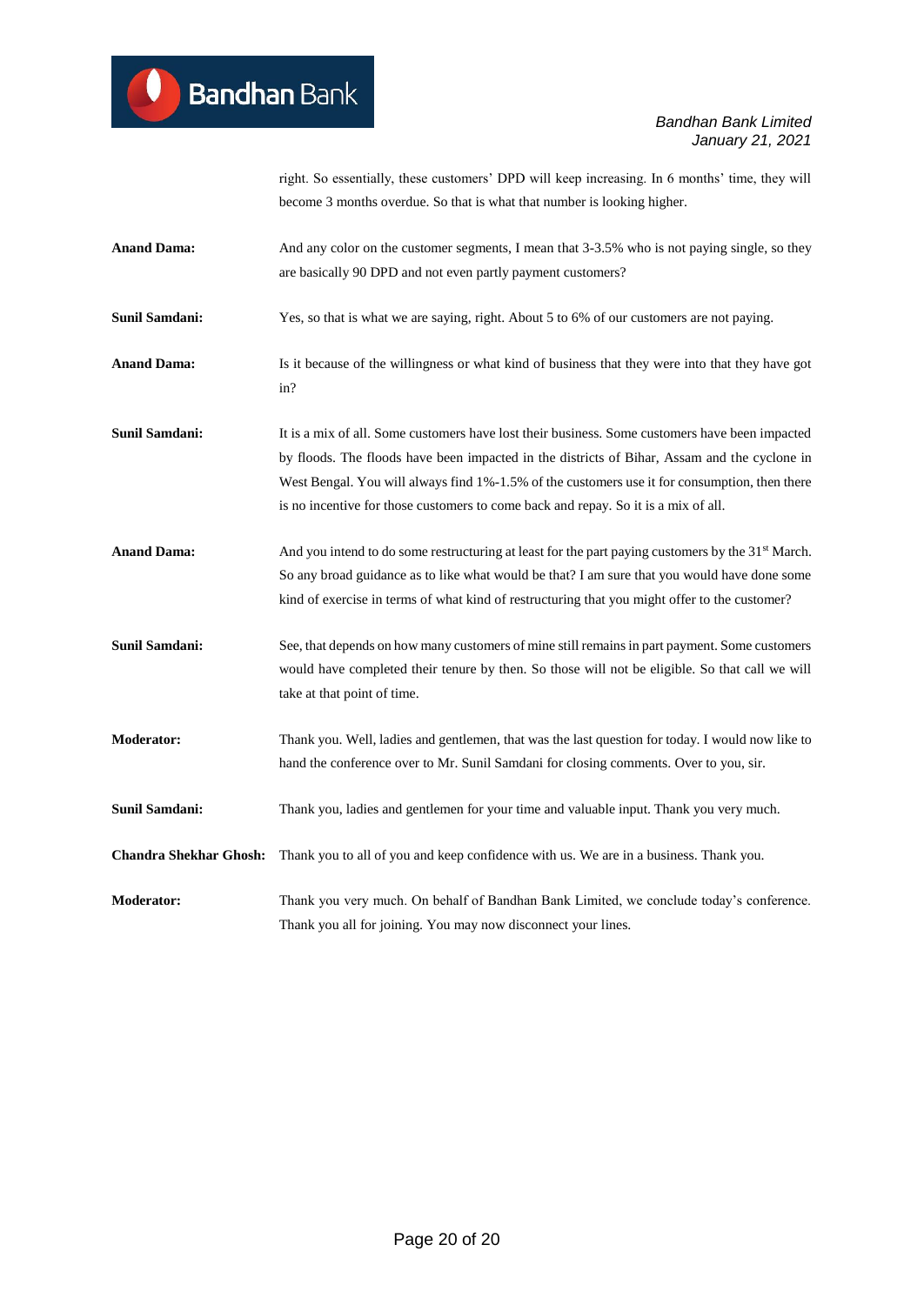right. So essentially, these customers' DPD will keep increasing. In 6 months' time, they will become 3 months overdue. So that is what that number is looking higher.

**Anand Dama:** And any color on the customer segments, I mean that 3-3.5% who is not paying single, so they are basically 90 DPD and not even partly payment customers?

**Sunil Samdani:** Yes, so that is what we are saying, right. About 5 to 6% of our customers are not paying.

**Anand Dama:** Is it because of the willingness or what kind of business that they were into that they have got in?

**Sunil Samdani:** It is a mix of all. Some customers have lost their business. Some customers have been impacted by floods. The floods have been impacted in the districts of Bihar, Assam and the cyclone in West Bengal. You will always find 1%-1.5% of the customers use it for consumption, then there is no incentive for those customers to come back and repay. So it is a mix of all.

**Anand Dama:** And you intend to do some restructuring at least for the part paying customers by the 31st March. So any broad guidance as to like what would be that? I am sure that you would have done some kind of exercise in terms of what kind of restructuring that you might offer to the customer?

**Sunil Samdani:** See, that depends on how many customers of mine still remains in part payment. Some customers would have completed their tenure by then. So those will not be eligible. So that call we will take at that point of time.

**Moderator:** Thank you. Well, ladies and gentlemen, that was the last question for today. I would now like to hand the conference over to Mr. Sunil Samdani for closing comments. Over to you, sir.

**Sunil Samdani:** Thank you, ladies and gentlemen for your time and valuable input. Thank you very much.

**Chandra Shekhar Ghosh:** Thank you to all of you and keep confidence with us. We are in a business. Thank you.

**Moderator:** Thank you very much. On behalf of Bandhan Bank Limited, we conclude today's conference. Thank you all for joining. You may now disconnect your lines.